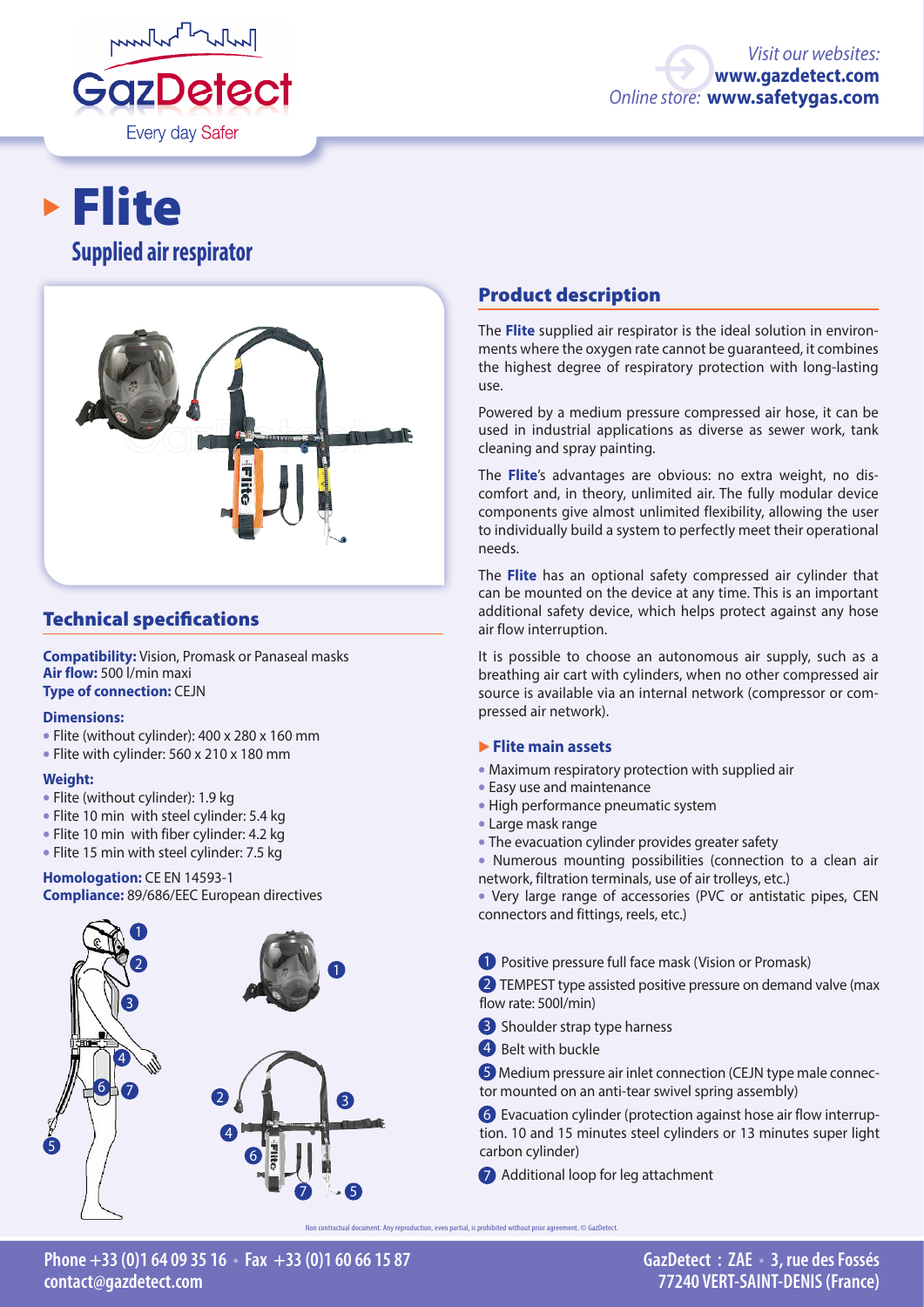# Flite

## Supplied air respirator

## Product description

The **Flite** supplied air respirator is the ideal solution in environments where the oxygen rate cannot be guaranteed, it combines the highest degree of respiratory protection with long-lasting use.

Powered by a medium pressure compressed air hose, it can be used in industrial applications as diverse as sewer work, tank cleaning and spray painting.

The **Flite**'s advantages are obvious: no extra weight, no discomfort and, in theory, unlimited air. The fully modular device components give almost unlimited flexibility, allowing the user to individually build a system to perfectly meet their operational needs.

The **Flite** has an optional safety compressed air cylinder that can be mounted on the device at any time. This is an important additional safety device, which helps protect against any hose air flow interruption.

It is possible to choose an autonomous air supply, such as a breathing air cart with cylinders, when no other compressed air source is available via an internal network (compressor or compressed air network).

### Flite main assets

- Maximum respiratory protection with supplied air
- Easy use and maintenance
- High performance pneumatic system
- Large mask range
- The evacuation cylinder provides greater safety
- Numerous mounting possibilities (connection to a clean air network, filtration terminals, use of air trolleys, etc.)
- Very large range of accessories (PVC or antistatic pipes, CEN connectors and fittings, reels, etc.)

1. Positive pressure full face mask (Vision or Promask)
2. TEMPEST type assisted positive pressure on demand valve (max flow rate: 500l/min)
3. Shoulder strap type harness
4. Belt with buckle
5. Medium pressure air inlet connection (CEJN type male connector mounted on an anti-tear swivel spring assembly)
6. Evacuation cylinder (protection against hose air flow interruption. 10 and 15 minutes steel cylinders or 13 minutes super light carbon cylinder)
7. Additional loop for leg attachment

## Technical specifications

**Compatibility:** Vision, Promask or Panaseal masks
**Air flow:** 500 l/min maxi
**Type of connection:** CEJN

**Dimensions:**

- Flite (without cylinder): 400 x 280 x 160 mm
- Flite with cylinder: 560 x 210 x 180 mm

**Weight:**

- Flite (without cylinder): 1.9 kg
- Flite 10 min with steel cylinder: 5.4 kg
- Flite 10 min with fiber cylinder: 4.2 kg
- Flite 15 min with steel cylinder: 7.5 kg

**Homologation:** CE EN 14593-1
**Compliance:** 89/686/EEC European directives

Non contractual document. Any reproduction, even partial, is prohibited without prior agreement. © GazDetect.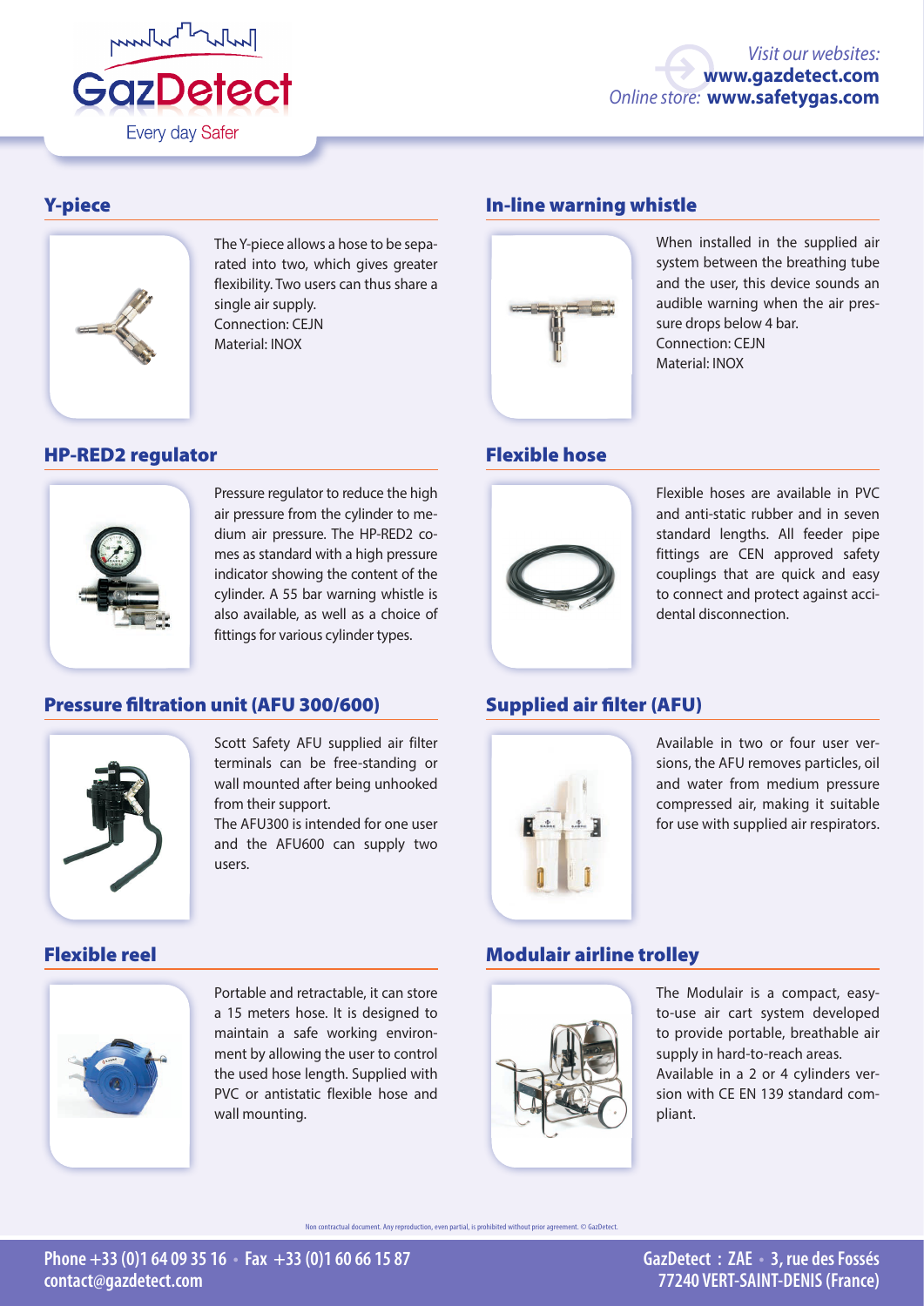## Y-piece

The Y-piece allows a hose to be separated into two, which gives greater flexibility. Two users can thus share a single air supply.
Connection: CEJN
Material: INOX

## In-line warning whistle

When installed in the supplied air system between the breathing tube and the user, this device sounds an audible warning when the air pressure drops below 4 bar.
Connection: CEJN
Material: INOX

## HP-RED2 regulator

Pressure regulator to reduce the high air pressure from the cylinder to medium air pressure. The HP-RED2 comes as standard with a high pressure indicator showing the content of the cylinder. A 55 bar warning whistle is also available, as well as a choice of fittings for various cylinder types.

## Flexible hose

Flexible hoses are available in PVC and anti-static rubber and in seven standard lengths. All feeder pipe fittings are CEN approved safety couplings that are quick and easy to connect and protect against accidental disconnection.

## Pressure filtration unit (AFU 300/600)

Scott Safety AFU supplied air filter terminals can be free-standing or wall mounted after being unhooked from their support.
The AFU300 is intended for one user and the AFU600 can supply two users.

## Supplied air filter (AFU)

Available in two or four user versions, the AFU removes particles, oil and water from medium pressure compressed air, making it suitable for use with supplied air respirators.

## Flexible reel

Portable and retractable, it can store a 15 meters hose. It is designed to maintain a safe working environment by allowing the user to control the used hose length. Supplied with PVC or antistatic flexible hose and wall mounting.

## Modulair airline trolley

The Modulair is a compact, easy-to-use air cart system developed to provide portable, breathable air supply in hard-to-reach areas.
Available in a 2 or 4 cylinders version with CE EN 139 standard compliant.

Non contractual document. Any reproduction, even partial, is prohibited without prior agreement. © GazDetect.